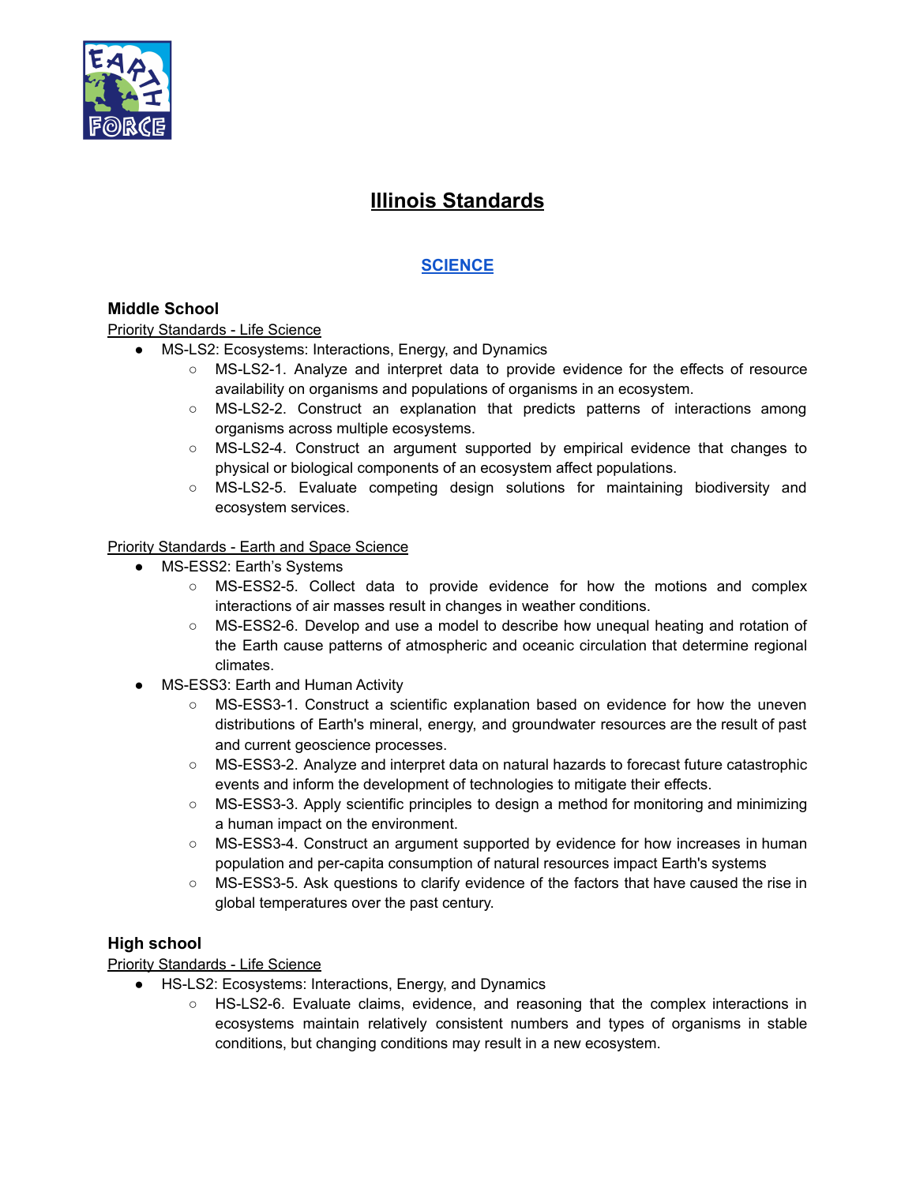# Illinois Standards

## SCIENCE

### Middle School

Priority Standards - Life Science

- MS-LS2: Ecosystems: Interactions, Energy, and Dynamics
  - MS-LS2-1. Analyze and interpret data to provide evidence for the effects of resource availability on organisms and populations of organisms in an ecosystem.
  - MS-LS2-2. Construct an explanation that predicts patterns of interactions among organisms across multiple ecosystems.
  - MS-LS2-4. Construct an argument supported by empirical evidence that changes to physical or biological components of an ecosystem affect populations.
  - MS-LS2-5. Evaluate competing design solutions for maintaining biodiversity and ecosystem services.

Priority Standards - Earth and Space Science

- MS-ESS2: Earth's Systems
  - MS-ESS2-5. Collect data to provide evidence for how the motions and complex interactions of air masses result in changes in weather conditions.
  - MS-ESS2-6. Develop and use a model to describe how unequal heating and rotation of the Earth cause patterns of atmospheric and oceanic circulation that determine regional climates.
- MS-ESS3: Earth and Human Activity
  - MS-ESS3-1. Construct a scientific explanation based on evidence for how the uneven distributions of Earth's mineral, energy, and groundwater resources are the result of past and current geoscience processes.
  - MS-ESS3-2. Analyze and interpret data on natural hazards to forecast future catastrophic events and inform the development of technologies to mitigate their effects.
  - MS-ESS3-3. Apply scientific principles to design a method for monitoring and minimizing a human impact on the environment.
  - MS-ESS3-4. Construct an argument supported by evidence for how increases in human population and per-capita consumption of natural resources impact Earth's systems
  - MS-ESS3-5. Ask questions to clarify evidence of the factors that have caused the rise in global temperatures over the past century.

### High school

Priority Standards - Life Science

- HS-LS2: Ecosystems: Interactions, Energy, and Dynamics
  - HS-LS2-6. Evaluate claims, evidence, and reasoning that the complex interactions in ecosystems maintain relatively consistent numbers and types of organisms in stable conditions, but changing conditions may result in a new ecosystem.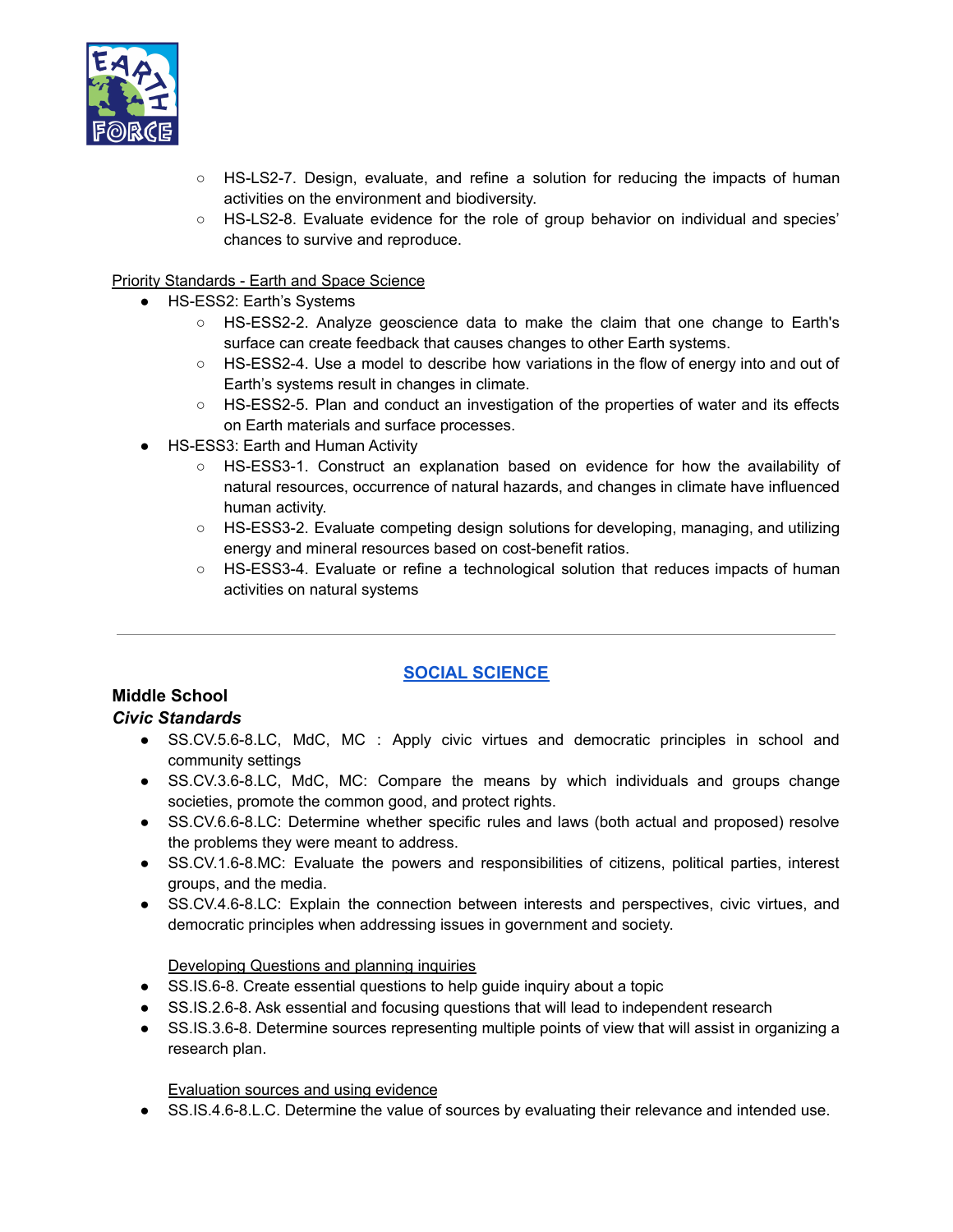- HS-LS2-7. Design, evaluate, and refine a solution for reducing the impacts of human activities on the environment and biodiversity.
- HS-LS2-8. Evaluate evidence for the role of group behavior on individual and species' chances to survive and reproduce.

Priority Standards - Earth and Space Science

- HS-ESS2: Earth's Systems
  - HS-ESS2-2. Analyze geoscience data to make the claim that one change to Earth's surface can create feedback that causes changes to other Earth systems.
  - HS-ESS2-4. Use a model to describe how variations in the flow of energy into and out of Earth's systems result in changes in climate.
  - HS-ESS2-5. Plan and conduct an investigation of the properties of water and its effects on Earth materials and surface processes.
- HS-ESS3: Earth and Human Activity
  - HS-ESS3-1. Construct an explanation based on evidence for how the availability of natural resources, occurrence of natural hazards, and changes in climate have influenced human activity.
  - HS-ESS3-2. Evaluate competing design solutions for developing, managing, and utilizing energy and mineral resources based on cost-benefit ratios.
  - HS-ESS3-4. Evaluate or refine a technological solution that reduces impacts of human activities on natural systems

---

## SOCIAL SCIENCE

### Middle School

***Civic Standards***

- SS.CV.5.6-8.LC, MdC, MC : Apply civic virtues and democratic principles in school and community settings
- SS.CV.3.6-8.LC, MdC, MC: Compare the means by which individuals and groups change societies, promote the common good, and protect rights.
- SS.CV.6.6-8.LC: Determine whether specific rules and laws (both actual and proposed) resolve the problems they were meant to address.
- SS.CV.1.6-8.MC: Evaluate the powers and responsibilities of citizens, political parties, interest groups, and the media.
- SS.CV.4.6-8.LC: Explain the connection between interests and perspectives, civic virtues, and democratic principles when addressing issues in government and society.

Developing Questions and planning inquiries

- SS.IS.6-8. Create essential questions to help guide inquiry about a topic
- SS.IS.2.6-8. Ask essential and focusing questions that will lead to independent research
- SS.IS.3.6-8. Determine sources representing multiple points of view that will assist in organizing a research plan.

Evaluation sources and using evidence

- SS.IS.4.6-8.L.C. Determine the value of sources by evaluating their relevance and intended use.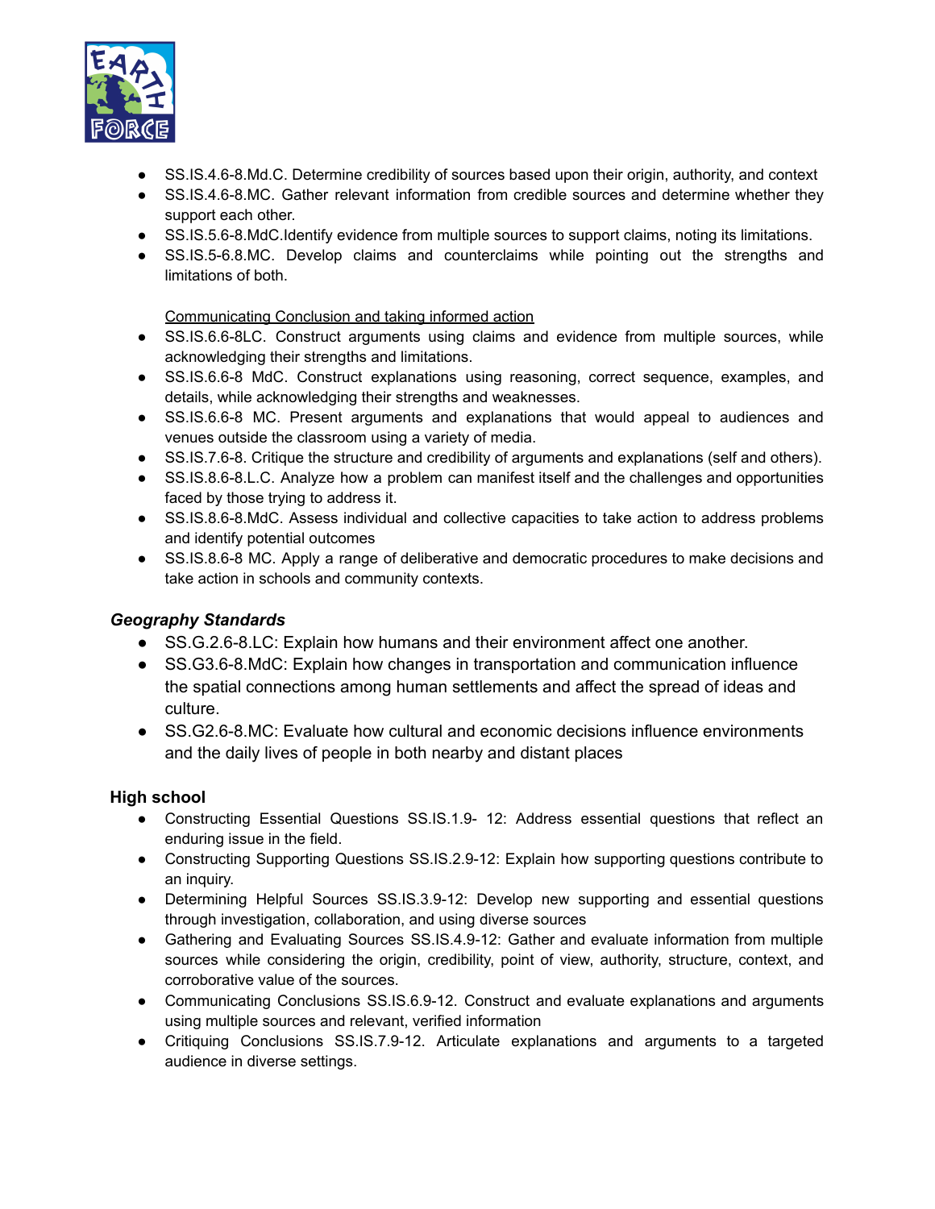- SS.IS.4.6-8.Md.C. Determine credibility of sources based upon their origin, authority, and context
- SS.IS.4.6-8.MC. Gather relevant information from credible sources and determine whether they support each other.
- SS.IS.5.6-8.MdC.Identify evidence from multiple sources to support claims, noting its limitations.
- SS.IS.5-6.8.MC. Develop claims and counterclaims while pointing out the strengths and limitations of both.

<u>Communicating Conclusion and taking informed action</u>

- SS.IS.6.6-8LC. Construct arguments using claims and evidence from multiple sources, while acknowledging their strengths and limitations.
- SS.IS.6.6-8 MdC. Construct explanations using reasoning, correct sequence, examples, and details, while acknowledging their strengths and weaknesses.
- SS.IS.6.6-8 MC. Present arguments and explanations that would appeal to audiences and venues outside the classroom using a variety of media.
- SS.IS.7.6-8. Critique the structure and credibility of arguments and explanations (self and others).
- SS.IS.8.6-8.L.C. Analyze how a problem can manifest itself and the challenges and opportunities faced by those trying to address it.
- SS.IS.8.6-8.MdC. Assess individual and collective capacities to take action to address problems and identify potential outcomes
- SS.IS.8.6-8 MC. Apply a range of deliberative and democratic procedures to make decisions and take action in schools and community contexts.

### *Geography Standards*

- SS.G.2.6-8.LC: Explain how humans and their environment affect one another.
- SS.G3.6-8.MdC: Explain how changes in transportation and communication influence the spatial connections among human settlements and affect the spread of ideas and culture.
- SS.G2.6-8.MC: Evaluate how cultural and economic decisions influence environments and the daily lives of people in both nearby and distant places

### High school

- Constructing Essential Questions SS.IS.1.9- 12: Address essential questions that reflect an enduring issue in the field.
- Constructing Supporting Questions SS.IS.2.9-12: Explain how supporting questions contribute to an inquiry.
- Determining Helpful Sources SS.IS.3.9-12: Develop new supporting and essential questions through investigation, collaboration, and using diverse sources
- Gathering and Evaluating Sources SS.IS.4.9-12: Gather and evaluate information from multiple sources while considering the origin, credibility, point of view, authority, structure, context, and corroborative value of the sources.
- Communicating Conclusions SS.IS.6.9-12. Construct and evaluate explanations and arguments using multiple sources and relevant, verified information
- Critiquing Conclusions SS.IS.7.9-12. Articulate explanations and arguments to a targeted audience in diverse settings.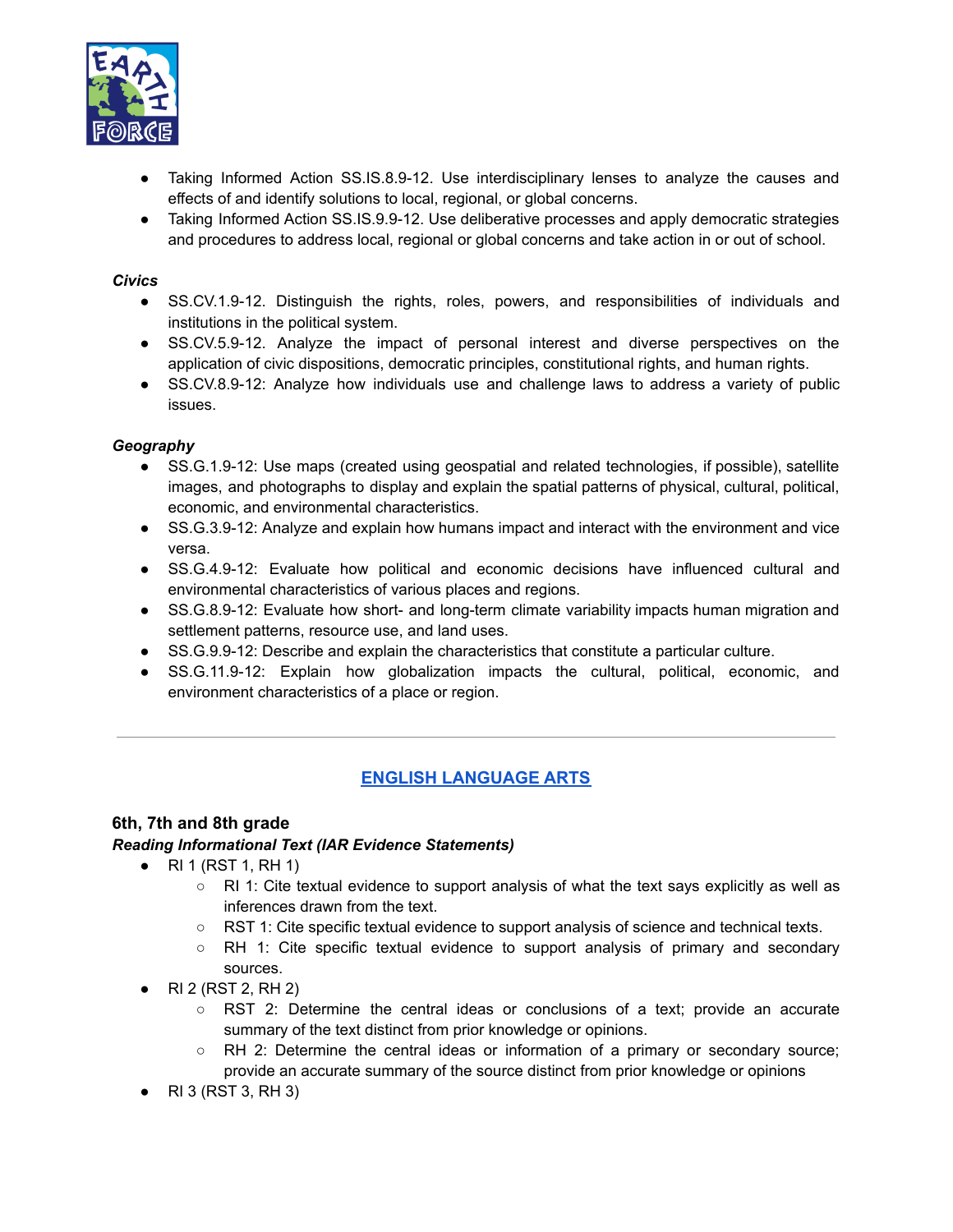- Taking Informed Action SS.IS.8.9-12. Use interdisciplinary lenses to analyze the causes and effects of and identify solutions to local, regional, or global concerns.
- Taking Informed Action SS.IS.9.9-12. Use deliberative processes and apply democratic strategies and procedures to address local, regional or global concerns and take action in or out of school.

***Civics***

- SS.CV.1.9-12. Distinguish the rights, roles, powers, and responsibilities of individuals and institutions in the political system.
- SS.CV.5.9-12. Analyze the impact of personal interest and diverse perspectives on the application of civic dispositions, democratic principles, constitutional rights, and human rights.
- SS.CV.8.9-12: Analyze how individuals use and challenge laws to address a variety of public issues.

***Geography***

- SS.G.1.9-12: Use maps (created using geospatial and related technologies, if possible), satellite images, and photographs to display and explain the spatial patterns of physical, cultural, political, economic, and environmental characteristics.
- SS.G.3.9-12: Analyze and explain how humans impact and interact with the environment and vice versa.
- SS.G.4.9-12: Evaluate how political and economic decisions have influenced cultural and environmental characteristics of various places and regions.
- SS.G.8.9-12: Evaluate how short- and long-term climate variability impacts human migration and settlement patterns, resource use, and land uses.
- SS.G.9.9-12: Describe and explain the characteristics that constitute a particular culture.
- SS.G.11.9-12: Explain how globalization impacts the cultural, political, economic, and environment characteristics of a place or region.

---

## ENGLISH LANGUAGE ARTS

### 6th, 7th and 8th grade

***Reading Informational Text (IAR Evidence Statements)***

- RI 1 (RST 1, RH 1)
  - RI 1: Cite textual evidence to support analysis of what the text says explicitly as well as inferences drawn from the text.
  - RST 1: Cite specific textual evidence to support analysis of science and technical texts.
  - RH 1: Cite specific textual evidence to support analysis of primary and secondary sources.
- RI 2 (RST 2, RH 2)
  - RST 2: Determine the central ideas or conclusions of a text; provide an accurate summary of the text distinct from prior knowledge or opinions.
  - RH 2: Determine the central ideas or information of a primary or secondary source; provide an accurate summary of the source distinct from prior knowledge or opinions
- RI 3 (RST 3, RH 3)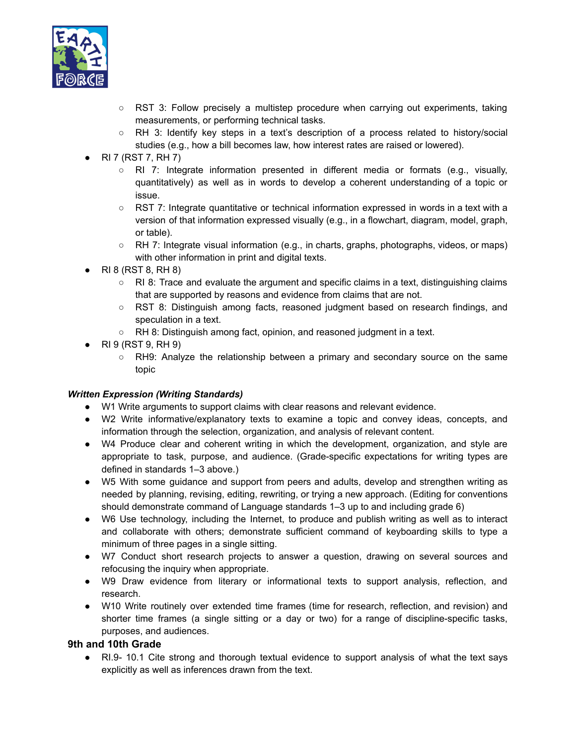- RST 3: Follow precisely a multistep procedure when carrying out experiments, taking measurements, or performing technical tasks.
    - RH 3: Identify key steps in a text's description of a process related to history/social studies (e.g., how a bill becomes law, how interest rates are raised or lowered).
- RI 7 (RST 7, RH 7)
    - RI 7: Integrate information presented in different media or formats (e.g., visually, quantitatively) as well as in words to develop a coherent understanding of a topic or issue.
    - RST 7: Integrate quantitative or technical information expressed in words in a text with a version of that information expressed visually (e.g., in a flowchart, diagram, model, graph, or table).
    - RH 7: Integrate visual information (e.g., in charts, graphs, photographs, videos, or maps) with other information in print and digital texts.
- RI 8 (RST 8, RH 8)
    - RI 8: Trace and evaluate the argument and specific claims in a text, distinguishing claims that are supported by reasons and evidence from claims that are not.
    - RST 8: Distinguish among facts, reasoned judgment based on research findings, and speculation in a text.
    - RH 8: Distinguish among fact, opinion, and reasoned judgment in a text.
- RI 9 (RST 9, RH 9)
    - RH9: Analyze the relationship between a primary and secondary source on the same topic

***Written Expression (Writing Standards)***

- W1 Write arguments to support claims with clear reasons and relevant evidence.
- W2 Write informative/explanatory texts to examine a topic and convey ideas, concepts, and information through the selection, organization, and analysis of relevant content.
- W4 Produce clear and coherent writing in which the development, organization, and style are appropriate to task, purpose, and audience. (Grade-specific expectations for writing types are defined in standards 1–3 above.)
- W5 With some guidance and support from peers and adults, develop and strengthen writing as needed by planning, revising, editing, rewriting, or trying a new approach. (Editing for conventions should demonstrate command of Language standards 1–3 up to and including grade 6)
- W6 Use technology, including the Internet, to produce and publish writing as well as to interact and collaborate with others; demonstrate sufficient command of keyboarding skills to type a minimum of three pages in a single sitting.
- W7 Conduct short research projects to answer a question, drawing on several sources and refocusing the inquiry when appropriate.
- W9 Draw evidence from literary or informational texts to support analysis, reflection, and research.
- W10 Write routinely over extended time frames (time for research, reflection, and revision) and shorter time frames (a single sitting or a day or two) for a range of discipline-specific tasks, purposes, and audiences.

### 9th and 10th Grade

- RI.9- 10.1 Cite strong and thorough textual evidence to support analysis of what the text says explicitly as well as inferences drawn from the text.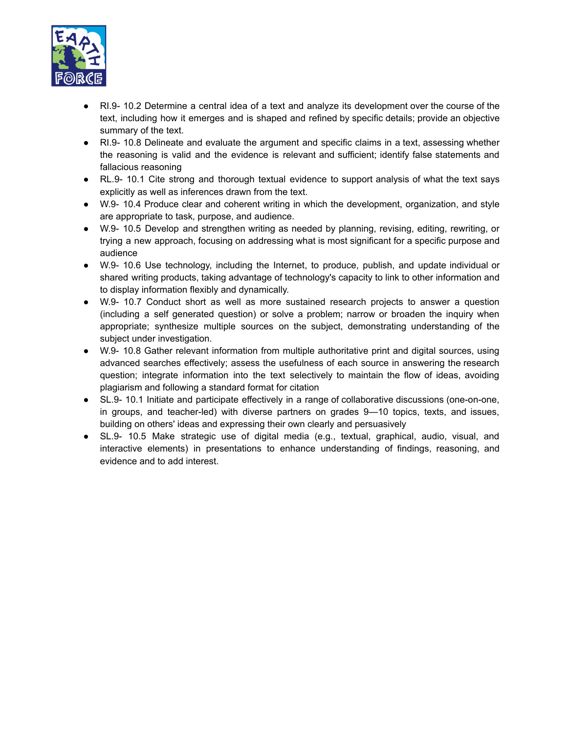- RI.9- 10.2 Determine a central idea of a text and analyze its development over the course of the text, including how it emerges and is shaped and refined by specific details; provide an objective summary of the text.
- RI.9- 10.8 Delineate and evaluate the argument and specific claims in a text, assessing whether the reasoning is valid and the evidence is relevant and sufficient; identify false statements and fallacious reasoning
- RL.9- 10.1 Cite strong and thorough textual evidence to support analysis of what the text says explicitly as well as inferences drawn from the text.
- W.9- 10.4 Produce clear and coherent writing in which the development, organization, and style are appropriate to task, purpose, and audience.
- W.9- 10.5 Develop and strengthen writing as needed by planning, revising, editing, rewriting, or trying a new approach, focusing on addressing what is most significant for a specific purpose and audience
- W.9- 10.6 Use technology, including the Internet, to produce, publish, and update individual or shared writing products, taking advantage of technology's capacity to link to other information and to display information flexibly and dynamically.
- W.9- 10.7 Conduct short as well as more sustained research projects to answer a question (including a self generated question) or solve a problem; narrow or broaden the inquiry when appropriate; synthesize multiple sources on the subject, demonstrating understanding of the subject under investigation.
- W.9- 10.8 Gather relevant information from multiple authoritative print and digital sources, using advanced searches effectively; assess the usefulness of each source in answering the research question; integrate information into the text selectively to maintain the flow of ideas, avoiding plagiarism and following a standard format for citation
- SL.9- 10.1 Initiate and participate effectively in a range of collaborative discussions (one-on-one, in groups, and teacher-led) with diverse partners on grades 9—10 topics, texts, and issues, building on others' ideas and expressing their own clearly and persuasively
- SL.9- 10.5 Make strategic use of digital media (e.g., textual, graphical, audio, visual, and interactive elements) in presentations to enhance understanding of findings, reasoning, and evidence and to add interest.